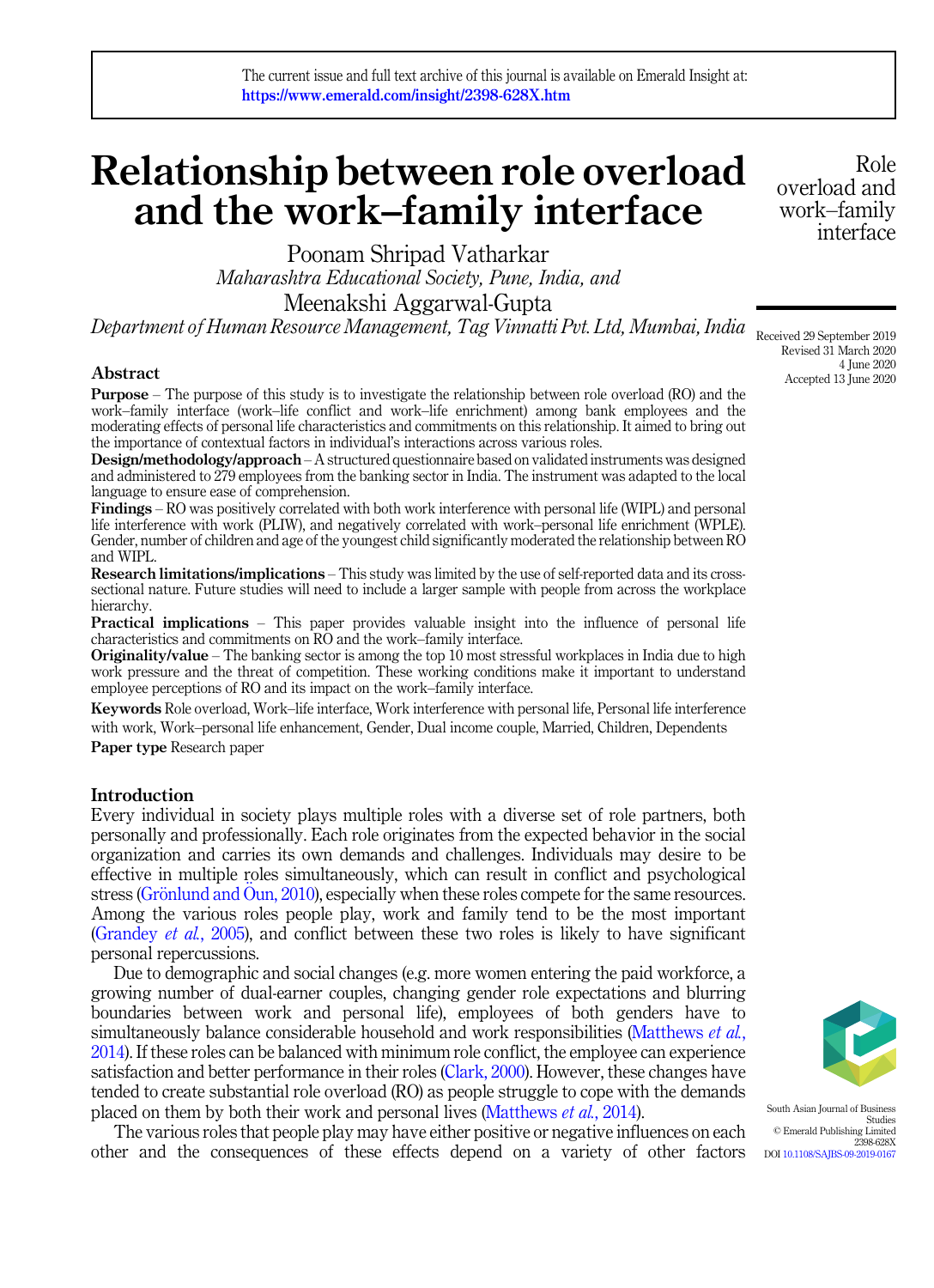The current issue and full text archive of this journal is available on Emerald Insight at: https://www.emerald.com/insight/2398-628X.htm

# Relationship between role overload and the work–family interface

Poonam Shripad Vatharkar
*Maharashtra Educational Society, Pune, India, and*
Meenakshi Aggarwal-Gupta
*Department of Human Resource Management, Tag Vinnatti Pvt. Ltd, Mumbai, India*

Received 29 September 2019
Revised 31 March 2020
4 June 2020
Accepted 13 June 2020

## Abstract

**Purpose** – The purpose of this study is to investigate the relationship between role overload (RO) and the work–family interface (work–life conflict and work–life enrichment) among bank employees and the moderating effects of personal life characteristics and commitments on this relationship. It aimed to bring out the importance of contextual factors in individual's interactions across various roles.

**Design/methodology/approach** – A structured questionnaire based on validated instruments was designed and administered to 279 employees from the banking sector in India. The instrument was adapted to the local language to ensure ease of comprehension.

**Findings** – RO was positively correlated with both work interference with personal life (WIPL) and personal life interference with work (PLIW), and negatively correlated with work–personal life enrichment (WPLE). Gender, number of children and age of the youngest child significantly moderated the relationship between RO and WIPL.

**Research limitations/implications** – This study was limited by the use of self-reported data and its cross-sectional nature. Future studies will need to include a larger sample with people from across the workplace hierarchy.

**Practical implications** – This paper provides valuable insight into the influence of personal life characteristics and commitments on RO and the work–family interface.

**Originality/value** – The banking sector is among the top 10 most stressful workplaces in India due to high work pressure and the threat of competition. These working conditions make it important to understand employee perceptions of RO and its impact on the work–family interface.

**Keywords** Role overload, Work–life interface, Work interference with personal life, Personal life interference with work, Work–personal life enhancement, Gender, Dual income couple, Married, Children, Dependents

**Paper type** Research paper

## Introduction

Every individual in society plays multiple roles with a diverse set of role partners, both personally and professionally. Each role originates from the expected behavior in the social organization and carries its own demands and challenges. Individuals may desire to be effective in multiple roles simultaneously, which can result in conflict and psychological stress (Grönlund and Öun, 2010), especially when these roles compete for the same resources. Among the various roles people play, work and family tend to be the most important (Grandey *et al.*, 2005), and conflict between these two roles is likely to have significant personal repercussions.

Due to demographic and social changes (e.g. more women entering the paid workforce, a growing number of dual-earner couples, changing gender role expectations and blurring boundaries between work and personal life), employees of both genders have to simultaneously balance considerable household and work responsibilities (Matthews *et al.*, 2014). If these roles can be balanced with minimum role conflict, the employee can experience satisfaction and better performance in their roles (Clark, 2000). However, these changes have tended to create substantial role overload (RO) as people struggle to cope with the demands placed on them by both their work and personal lives (Matthews *et al.*, 2014).

The various roles that people play may have either positive or negative influences on each other and the consequences of these effects depend on a variety of other factors

South Asian Journal of Business Studies
© Emerald Publishing Limited
2398-628X
DOI 10.1108/SAJBS-09-2019-0167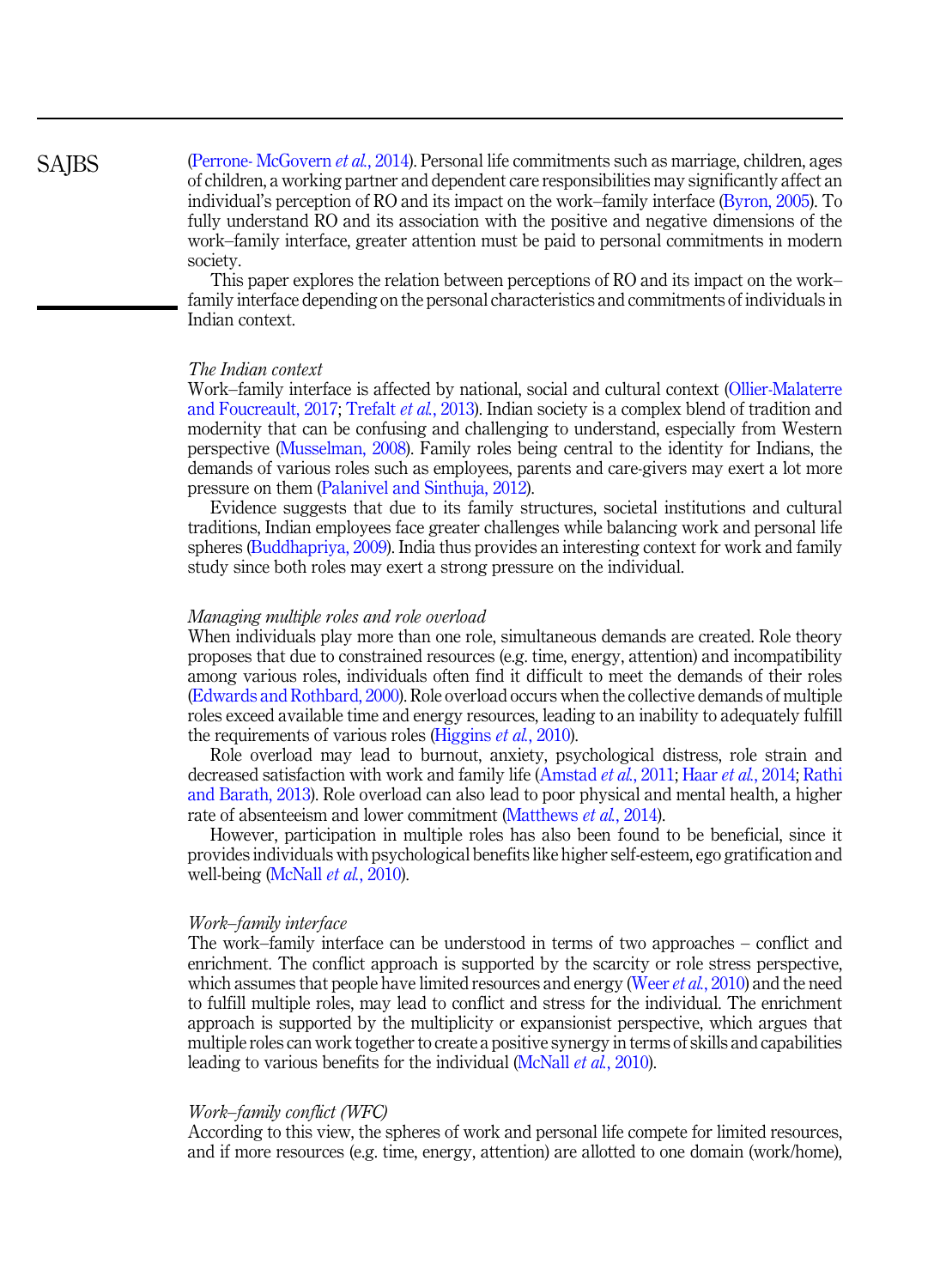(Perrone- McGovern *et al.*, 2014). Personal life commitments such as marriage, children, ages of children, a working partner and dependent care responsibilities may significantly affect an individual's perception of RO and its impact on the work–family interface (Byron, 2005). To fully understand RO and its association with the positive and negative dimensions of the work–family interface, greater attention must be paid to personal commitments in modern society.

This paper explores the relation between perceptions of RO and its impact on the work–family interface depending on the personal characteristics and commitments of individuals in Indian context.

### *The Indian context*

Work–family interface is affected by national, social and cultural context (Ollier-Malaterre and Foucreault, 2017; Trefalt *et al.*, 2013). Indian society is a complex blend of tradition and modernity that can be confusing and challenging to understand, especially from Western perspective (Musselman, 2008). Family roles being central to the identity for Indians, the demands of various roles such as employees, parents and care-givers may exert a lot more pressure on them (Palanivel and Sinthuja, 2012).

Evidence suggests that due to its family structures, societal institutions and cultural traditions, Indian employees face greater challenges while balancing work and personal life spheres (Buddhapriya, 2009). India thus provides an interesting context for work and family study since both roles may exert a strong pressure on the individual.

### *Managing multiple roles and role overload*

When individuals play more than one role, simultaneous demands are created. Role theory proposes that due to constrained resources (e.g. time, energy, attention) and incompatibility among various roles, individuals often find it difficult to meet the demands of their roles (Edwards and Rothbard, 2000). Role overload occurs when the collective demands of multiple roles exceed available time and energy resources, leading to an inability to adequately fulfill the requirements of various roles (Higgins *et al.*, 2010).

Role overload may lead to burnout, anxiety, psychological distress, role strain and decreased satisfaction with work and family life (Amstad *et al.*, 2011; Haar *et al.*, 2014; Rathi and Barath, 2013). Role overload can also lead to poor physical and mental health, a higher rate of absenteeism and lower commitment (Matthews *et al.*, 2014).

However, participation in multiple roles has also been found to be beneficial, since it provides individuals with psychological benefits like higher self-esteem, ego gratification and well-being (McNall *et al.*, 2010).

### *Work–family interface*

The work–family interface can be understood in terms of two approaches – conflict and enrichment. The conflict approach is supported by the scarcity or role stress perspective, which assumes that people have limited resources and energy (Weer *et al.*, 2010) and the need to fulfill multiple roles, may lead to conflict and stress for the individual. The enrichment approach is supported by the multiplicity or expansionist perspective, which argues that multiple roles can work together to create a positive synergy in terms of skills and capabilities leading to various benefits for the individual (McNall *et al.*, 2010).

### *Work–family conflict (WFC)*

According to this view, the spheres of work and personal life compete for limited resources, and if more resources (e.g. time, energy, attention) are allotted to one domain (work/home),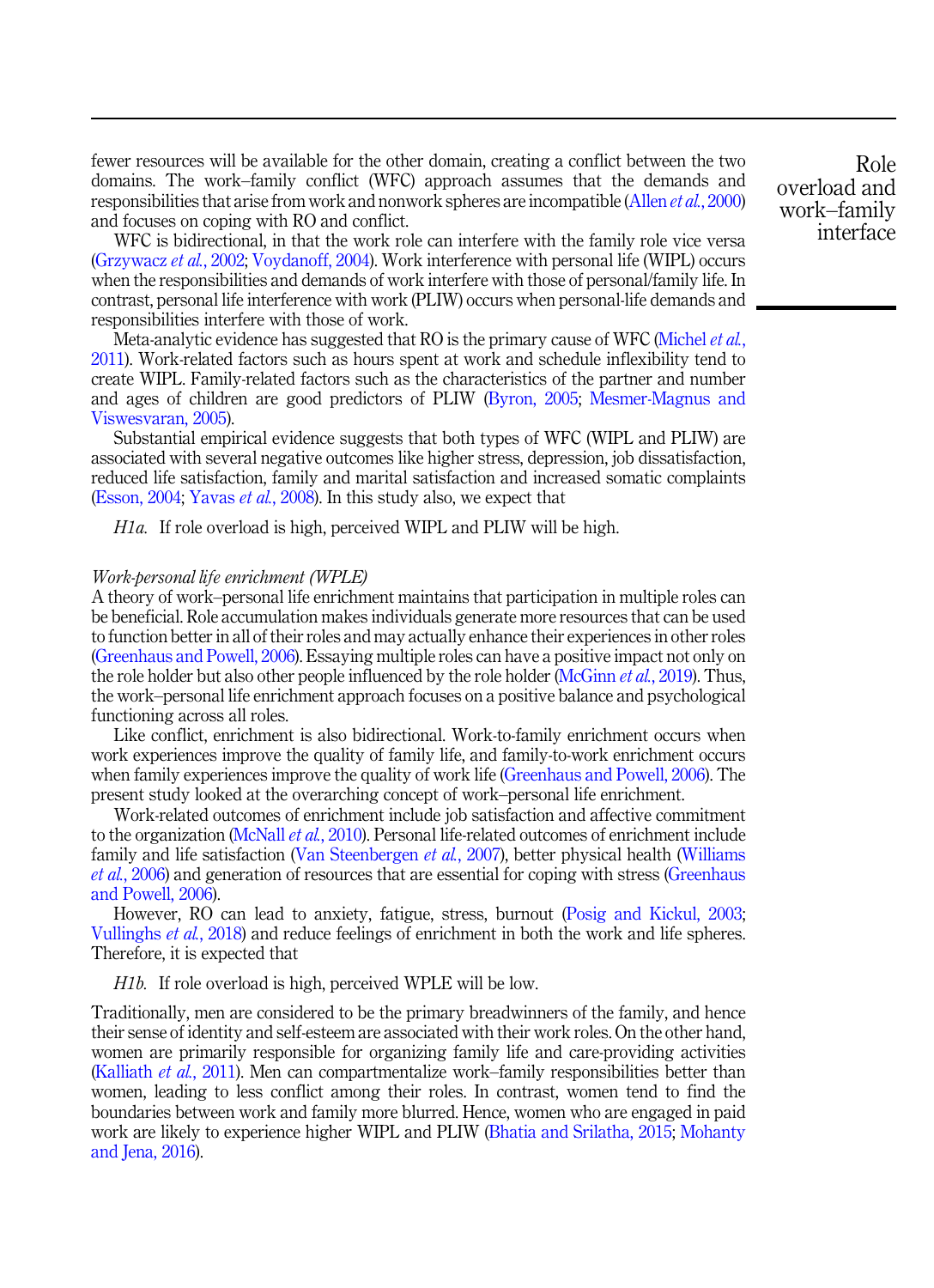fewer resources will be available for the other domain, creating a conflict between the two domains. The work–family conflict (WFC) approach assumes that the demands and responsibilities that arise from work and nonwork spheres are incompatible (Allen *et al.*, 2000) and focuses on coping with RO and conflict.

WFC is bidirectional, in that the work role can interfere with the family role vice versa (Grzywacz *et al.*, 2002; Voydanoff, 2004). Work interference with personal life (WIPL) occurs when the responsibilities and demands of work interfere with those of personal/family life. In contrast, personal life interference with work (PLIW) occurs when personal-life demands and responsibilities interfere with those of work.

Meta-analytic evidence has suggested that RO is the primary cause of WFC (Michel *et al.*, 2011). Work-related factors such as hours spent at work and schedule inflexibility tend to create WIPL. Family-related factors such as the characteristics of the partner and number and ages of children are good predictors of PLIW (Byron, 2005; Mesmer-Magnus and Viswesvaran, 2005).

Substantial empirical evidence suggests that both types of WFC (WIPL and PLIW) are associated with several negative outcomes like higher stress, depression, job dissatisfaction, reduced life satisfaction, family and marital satisfaction and increased somatic complaints (Esson, 2004; Yavas *et al.*, 2008). In this study also, we expect that

*H1a.* If role overload is high, perceived WIPL and PLIW will be high.

### *Work-personal life enrichment (WPLE)*

A theory of work–personal life enrichment maintains that participation in multiple roles can be beneficial. Role accumulation makes individuals generate more resources that can be used to function better in all of their roles and may actually enhance their experiences in other roles (Greenhaus and Powell, 2006). Essaying multiple roles can have a positive impact not only on the role holder but also other people influenced by the role holder (McGinn *et al.*, 2019). Thus, the work–personal life enrichment approach focuses on a positive balance and psychological functioning across all roles.

Like conflict, enrichment is also bidirectional. Work-to-family enrichment occurs when work experiences improve the quality of family life, and family-to-work enrichment occurs when family experiences improve the quality of work life (Greenhaus and Powell, 2006). The present study looked at the overarching concept of work–personal life enrichment.

Work-related outcomes of enrichment include job satisfaction and affective commitment to the organization (McNall *et al.*, 2010). Personal life-related outcomes of enrichment include family and life satisfaction (Van Steenbergen *et al.*, 2007), better physical health (Williams *et al.*, 2006) and generation of resources that are essential for coping with stress (Greenhaus and Powell, 2006).

However, RO can lead to anxiety, fatigue, stress, burnout (Posig and Kickul, 2003; Vullinghs *et al.*, 2018) and reduce feelings of enrichment in both the work and life spheres. Therefore, it is expected that

*H1b.* If role overload is high, perceived WPLE will be low.

Traditionally, men are considered to be the primary breadwinners of the family, and hence their sense of identity and self-esteem are associated with their work roles. On the other hand, women are primarily responsible for organizing family life and care-providing activities (Kalliath *et al.*, 2011). Men can compartmentalize work–family responsibilities better than women, leading to less conflict among their roles. In contrast, women tend to find the boundaries between work and family more blurred. Hence, women who are engaged in paid work are likely to experience higher WIPL and PLIW (Bhatia and Srilatha, 2015; Mohanty and Jena, 2016).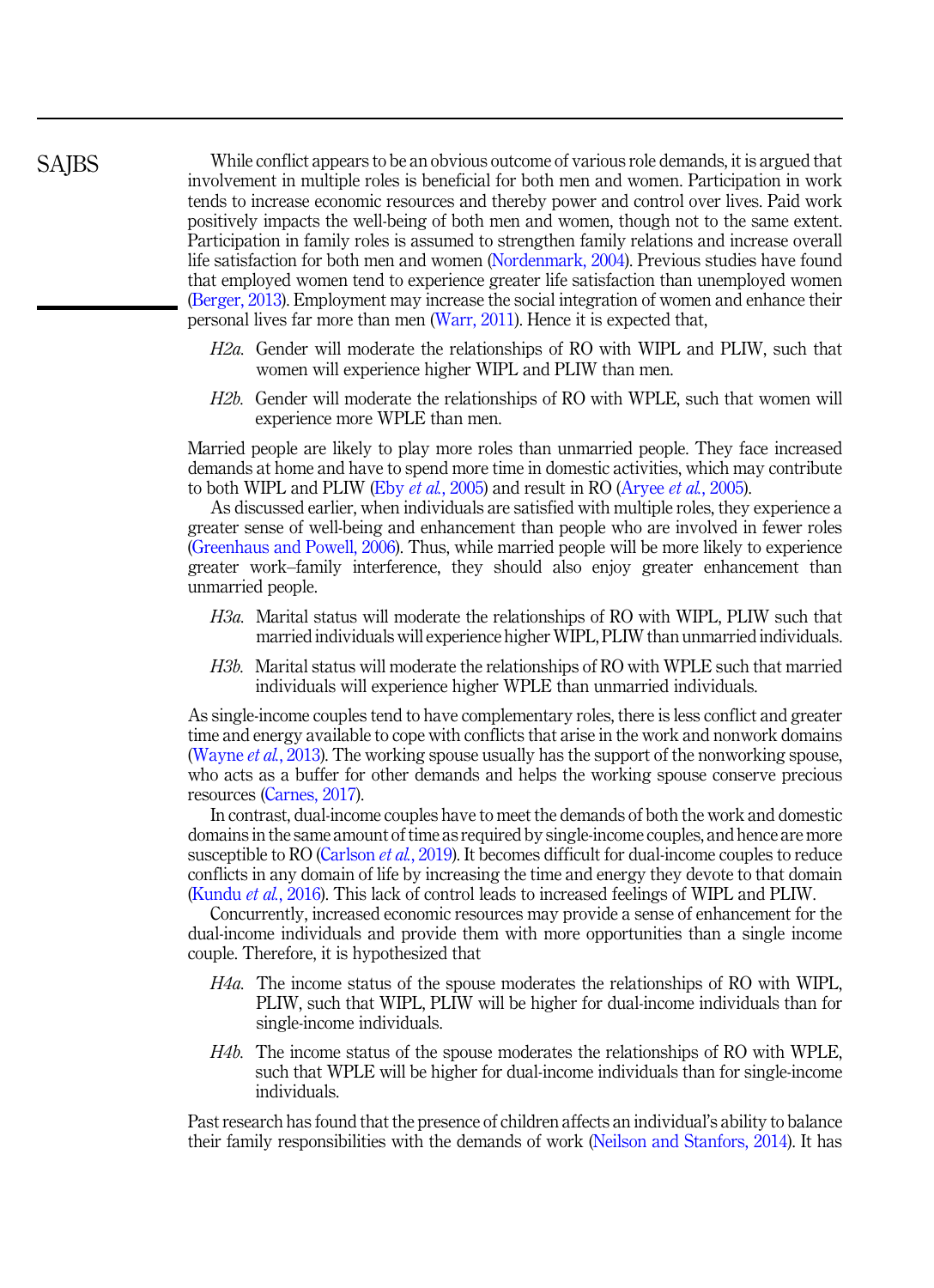While conflict appears to be an obvious outcome of various role demands, it is argued that involvement in multiple roles is beneficial for both men and women. Participation in work tends to increase economic resources and thereby power and control over lives. Paid work positively impacts the well-being of both men and women, though not to the same extent. Participation in family roles is assumed to strengthen family relations and increase overall life satisfaction for both men and women (Nordenmark, 2004). Previous studies have found that employed women tend to experience greater life satisfaction than unemployed women (Berger, 2013). Employment may increase the social integration of women and enhance their personal lives far more than men (Warr, 2011). Hence it is expected that,

*H2a.* Gender will moderate the relationships of RO with WIPL and PLIW, such that women will experience higher WIPL and PLIW than men.

*H2b.* Gender will moderate the relationships of RO with WPLE, such that women will experience more WPLE than men.

Married people are likely to play more roles than unmarried people. They face increased demands at home and have to spend more time in domestic activities, which may contribute to both WIPL and PLIW (Eby *et al.*, 2005) and result in RO (Aryee *et al.*, 2005).

As discussed earlier, when individuals are satisfied with multiple roles, they experience a greater sense of well-being and enhancement than people who are involved in fewer roles (Greenhaus and Powell, 2006). Thus, while married people will be more likely to experience greater work–family interference, they should also enjoy greater enhancement than unmarried people.

*H3a.* Marital status will moderate the relationships of RO with WIPL, PLIW such that married individuals will experience higher WIPL, PLIW than unmarried individuals.

*H3b.* Marital status will moderate the relationships of RO with WPLE such that married individuals will experience higher WPLE than unmarried individuals.

As single-income couples tend to have complementary roles, there is less conflict and greater time and energy available to cope with conflicts that arise in the work and nonwork domains (Wayne *et al.*, 2013). The working spouse usually has the support of the nonworking spouse, who acts as a buffer for other demands and helps the working spouse conserve precious resources (Carnes, 2017).

In contrast, dual-income couples have to meet the demands of both the work and domestic domains in the same amount of time as required by single-income couples, and hence are more susceptible to RO (Carlson *et al.*, 2019). It becomes difficult for dual-income couples to reduce conflicts in any domain of life by increasing the time and energy they devote to that domain (Kundu *et al.*, 2016). This lack of control leads to increased feelings of WIPL and PLIW.

Concurrently, increased economic resources may provide a sense of enhancement for the dual-income individuals and provide them with more opportunities than a single income couple. Therefore, it is hypothesized that

*H4a.* The income status of the spouse moderates the relationships of RO with WIPL, PLIW, such that WIPL, PLIW will be higher for dual-income individuals than for single-income individuals.

*H4b.* The income status of the spouse moderates the relationships of RO with WPLE, such that WPLE will be higher for dual-income individuals than for single-income individuals.

Past research has found that the presence of children affects an individual's ability to balance their family responsibilities with the demands of work (Neilson and Stanfors, 2014). It has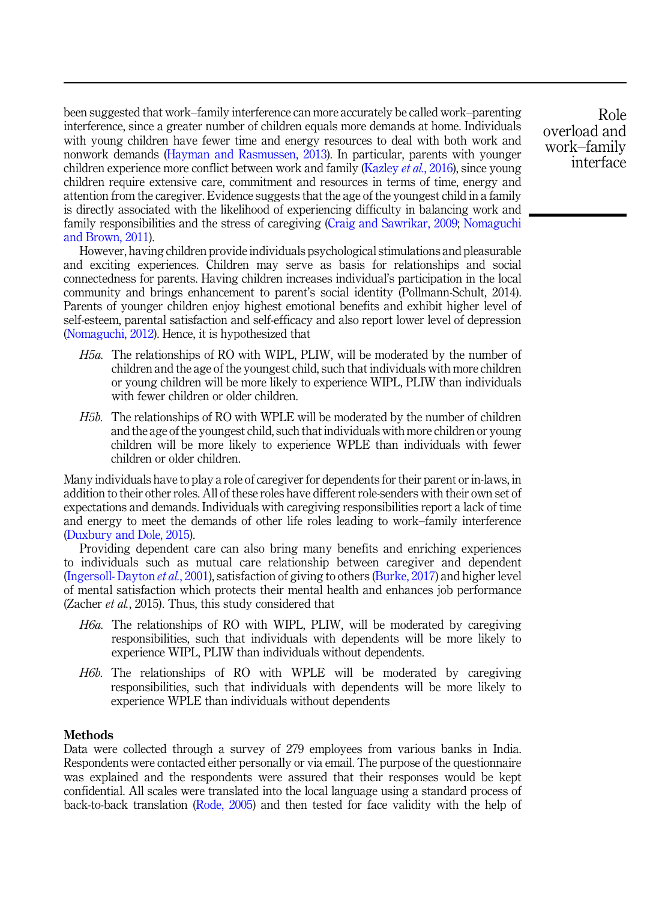been suggested that work–family interference can more accurately be called work–parenting interference, since a greater number of children equals more demands at home. Individuals with young children have fewer time and energy resources to deal with both work and nonwork demands (Hayman and Rasmussen, 2013). In particular, parents with younger children experience more conflict between work and family (Kazley *et al.*, 2016), since young children require extensive care, commitment and resources in terms of time, energy and attention from the caregiver. Evidence suggests that the age of the youngest child in a family is directly associated with the likelihood of experiencing difficulty in balancing work and family responsibilities and the stress of caregiving (Craig and Sawrikar, 2009; Nomaguchi and Brown, 2011).

However, having children provide individuals psychological stimulations and pleasurable and exciting experiences. Children may serve as basis for relationships and social connectedness for parents. Having children increases individual's participation in the local community and brings enhancement to parent's social identity (Pollmann-Schult, 2014). Parents of younger children enjoy highest emotional benefits and exhibit higher level of self-esteem, parental satisfaction and self-efficacy and also report lower level of depression (Nomaguchi, 2012). Hence, it is hypothesized that

*H5a.* The relationships of RO with WIPL, PLIW, will be moderated by the number of children and the age of the youngest child, such that individuals with more children or young children will be more likely to experience WIPL, PLIW than individuals with fewer children or older children.

*H5b.* The relationships of RO with WPLE will be moderated by the number of children and the age of the youngest child, such that individuals with more children or young children will be more likely to experience WPLE than individuals with fewer children or older children.

Many individuals have to play a role of caregiver for dependents for their parent or in-laws, in addition to their other roles. All of these roles have different role-senders with their own set of expectations and demands. Individuals with caregiving responsibilities report a lack of time and energy to meet the demands of other life roles leading to work–family interference (Duxbury and Dole, 2015).

Providing dependent care can also bring many benefits and enriching experiences to individuals such as mutual care relationship between caregiver and dependent (Ingersoll- Dayton *et al.*, 2001), satisfaction of giving to others (Burke, 2017) and higher level of mental satisfaction which protects their mental health and enhances job performance (Zacher *et al.*, 2015). Thus, this study considered that

*H6a.* The relationships of RO with WIPL, PLIW, will be moderated by caregiving responsibilities, such that individuals with dependents will be more likely to experience WIPL, PLIW than individuals without dependents.

*H6b.* The relationships of RO with WPLE will be moderated by caregiving responsibilities, such that individuals with dependents will be more likely to experience WPLE than individuals without dependents

## Methods

Data were collected through a survey of 279 employees from various banks in India. Respondents were contacted either personally or via email. The purpose of the questionnaire was explained and the respondents were assured that their responses would be kept confidential. All scales were translated into the local language using a standard process of back-to-back translation (Rode, 2005) and then tested for face validity with the help of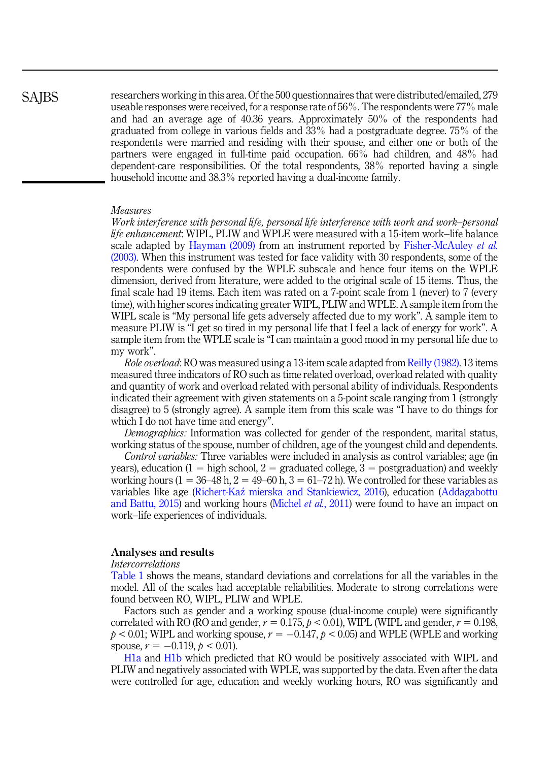researchers working in this area. Of the 500 questionnaires that were distributed/emailed, 279 useable responses were received, for a response rate of 56%. The respondents were 77% male and had an average age of 40.36 years. Approximately 50% of the respondents had graduated from college in various fields and 33% had a postgraduate degree. 75% of the respondents were married and residing with their spouse, and either one or both of the partners were engaged in full-time paid occupation. 66% had children, and 48% had dependent-care responsibilities. Of the total respondents, 38% reported having a single household income and 38.3% reported having a dual-income family.

### Measures

*Work interference with personal life, personal life interference with work and work–personal life enhancement*: WIPL, PLIW and WPLE were measured with a 15-item work–life balance scale adapted by Hayman (2009) from an instrument reported by Fisher-McAuley *et al.* (2003). When this instrument was tested for face validity with 30 respondents, some of the respondents were confused by the WPLE subscale and hence four items on the WPLE dimension, derived from literature, were added to the original scale of 15 items. Thus, the final scale had 19 items. Each item was rated on a 7-point scale from 1 (never) to 7 (every time), with higher scores indicating greater WIPL, PLIW and WPLE. A sample item from the WIPL scale is "My personal life gets adversely affected due to my work". A sample item to measure PLIW is "I get so tired in my personal life that I feel a lack of energy for work". A sample item from the WPLE scale is "I can maintain a good mood in my personal life due to my work".

*Role overload*: RO was measured using a 13-item scale adapted from Reilly (1982). 13 items measured three indicators of RO such as time related overload, overload related with quality and quantity of work and overload related with personal ability of individuals. Respondents indicated their agreement with given statements on a 5-point scale ranging from 1 (strongly disagree) to 5 (strongly agree). A sample item from this scale was "I have to do things for which I do not have time and energy".

*Demographics:* Information was collected for gender of the respondent, marital status, working status of the spouse, number of children, age of the youngest child and dependents.

*Control variables:* Three variables were included in analysis as control variables; age (in years), education (1 = high school, 2 = graduated college, 3 = postgraduation) and weekly working hours (1 = 36–48 h, 2 = 49–60 h, 3 = 61–72 h). We controlled for these variables as variables like age (Richert-Kaź mierska and Stankiewicz, 2016), education (Addagabottu and Battu, 2015) and working hours (Michel *et al.*, 2011) were found to have an impact on work–life experiences of individuals.

## Analyses and results

### Intercorrelations

Table 1 shows the means, standard deviations and correlations for all the variables in the model. All of the scales had acceptable reliabilities. Moderate to strong correlations were found between RO, WIPL, PLIW and WPLE.

Factors such as gender and a working spouse (dual-income couple) were significantly correlated with RO (RO and gender, $r = 0.175$, $p < 0.01$), WIPL (WIPL and gender, $r = 0.198$, $p < 0.01$; WIPL and working spouse, $r = -0.147$, $p < 0.05$) and WPLE (WPLE and working spouse, $r = -0.119$, $p < 0.01$).

H1a and H1b which predicted that RO would be positively associated with WIPL and PLIW and negatively associated with WPLE, was supported by the data. Even after the data were controlled for age, education and weekly working hours, RO was significantly and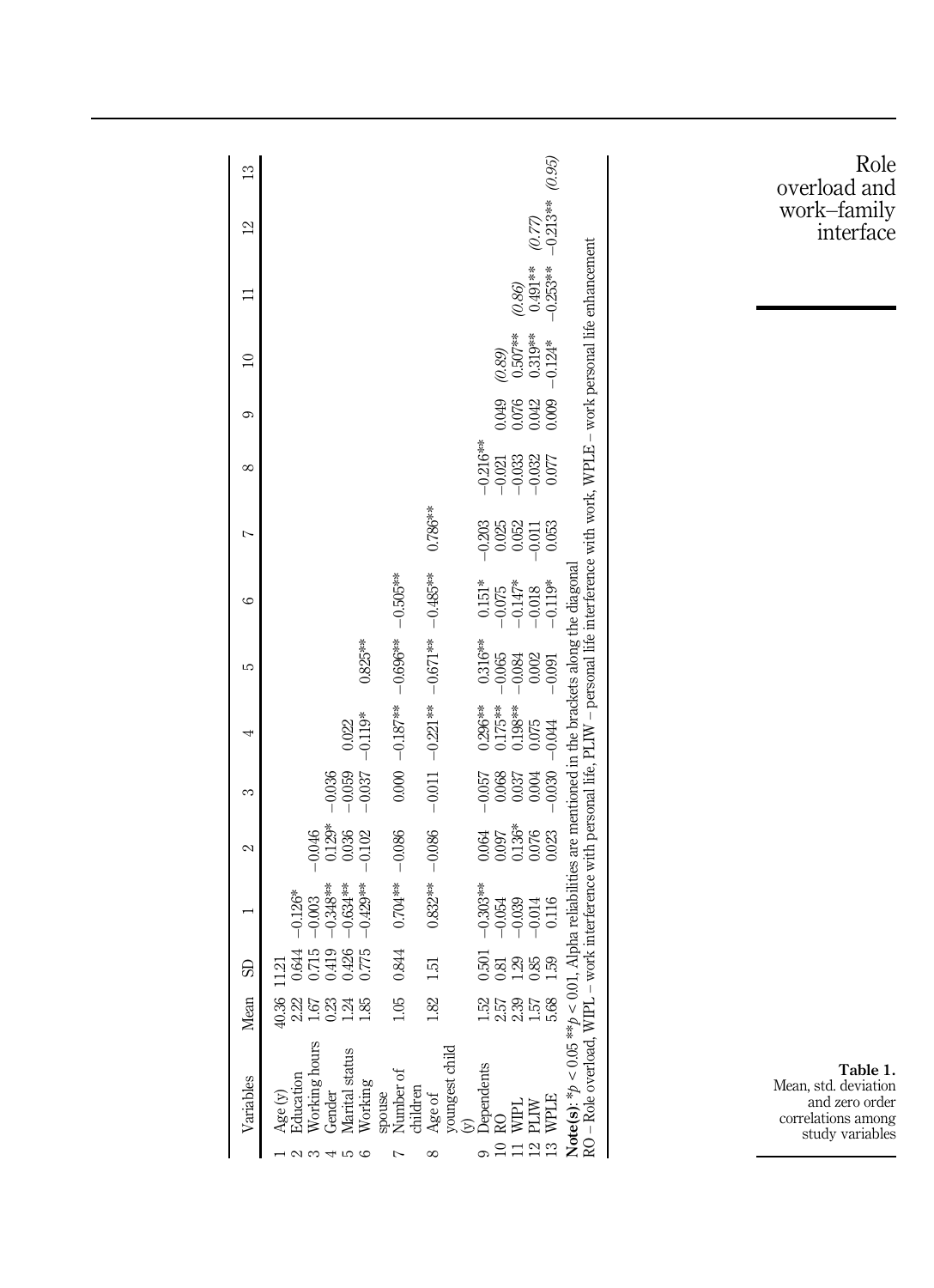**Table 1.** Mean, std. deviation and zero order correlations among study variables

| | Variables | Mean | SD | 1 | 2 | 3 | 4 | 5 | 6 | 7 | 8 | 9 | 10 | 11 | 12 | 13 |
|---|---|---|---|---|---|---|---|---|---|---|---|---|---|---|---|---|
| 1 | Age (y) | 40.36 | 11.21 | | | | | | | | | | | | | |
| 2 | Education | 2.22 | 0.644 | −0.126* | | | | | | | | | | | | |
| 3 | Working hours | 1.67 | 0.715 | −0.003 | −0.046 | | | | | | | | | | | |
| 4 | Gender | 0.23 | 0.419 | −0.348** | 0.129* | −0.036 | | | | | | | | | | |
| 5 | Marital status | 1.24 | 0.426 | −0.634** | 0.036 | −0.059 | 0.022 | | | | | | | | | |
| 6 | Working spouse | 1.85 | 0.775 | −0.429** | −0.102 | −0.037 | −0.119* | 0.825** | | | | | | | | |
| 7 | Number of children | 1.05 | 0.844 | 0.704** | −0.086 | 0.000 | −0.187** | −0.696** | −0.505** | | | | | | | |
| 8 | Age of youngest child (y) | 1.82 | 1.51 | 0.832** | −0.086 | −0.011 | −0.221** | −0.671** | −0.485** | 0.786** | | | | | | |
| 9 | Dependents | 1.52 | 0.501 | −0.303** | 0.064 | −0.057 | 0.296** | 0.316** | 0.151* | −0.203 | −0.216** | | | | | |
| 10 | RO | 2.57 | 0.81 | −0.054 | 0.097 | 0.068 | 0.175** | −0.065 | −0.075 | 0.025 | −0.021 | 0.049 | *(0.89)* | | | |
| 11 | WIPL | 2.39 | 1.29 | −0.039 | 0.136* | 0.037 | 0.198** | −0.084 | −0.147* | 0.052 | −0.033 | 0.076 | 0.507** | *(0.86)* | | |
| 12 | PLIW | 1.57 | 0.85 | −0.014 | 0.076 | 0.004 | 0.075 | 0.002 | −0.018 | −0.011 | −0.032 | 0.042 | 0.319** | 0.491** | *(0.77)* | |
| 13 | WPLE | 5.68 | 1.59 | 0.116 | 0.023 | −0.030 | −0.044 | −0.091 | −0.119* | 0.053 | 0.077 | 0.009 | −0.124* | −0.253** | −0.213** | *(0.95)* |

**Note(s):** *$p < 0.05$ **$p < 0.01$, Alpha reliabilities are mentioned in the brackets along the diagonal
RO – Role overload, WIPL – work interference with personal life, PLIW – personal life interference with work, WPLE – work personal life enhancement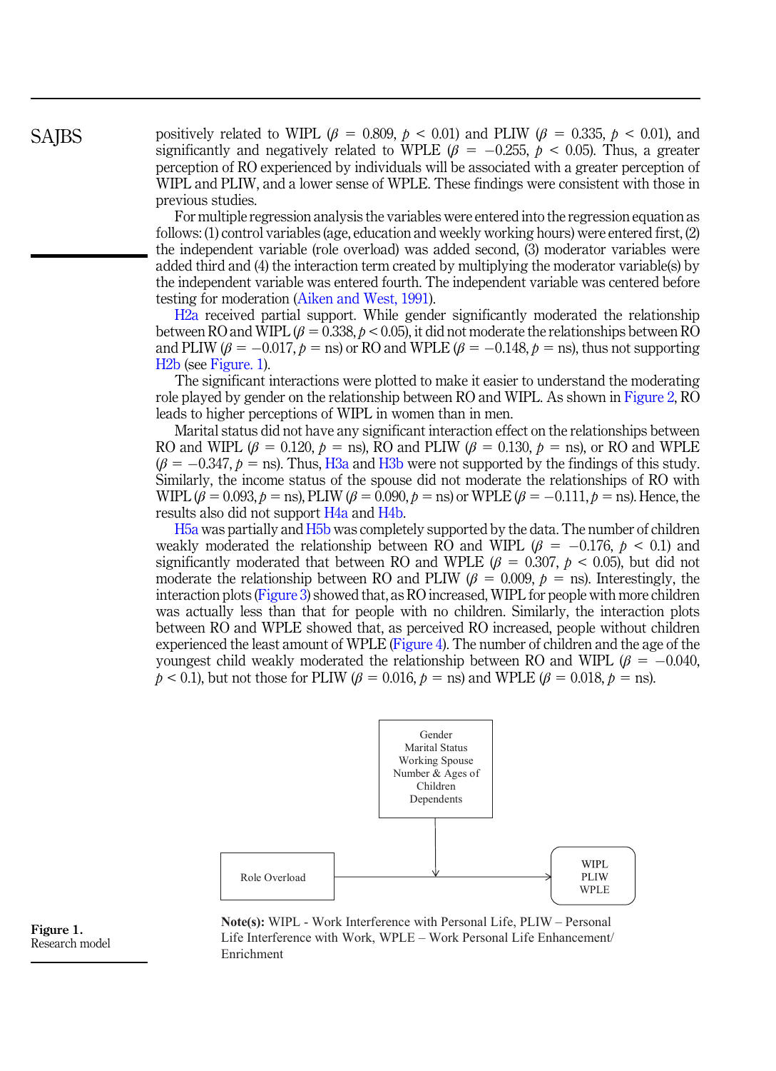positively related to WIPL ($\beta$ = 0.809, $p$ < 0.01) and PLIW ($\beta$ = 0.335, $p$ < 0.01), and significantly and negatively related to WPLE ($\beta$ = −0.255, $p$ < 0.05). Thus, a greater perception of RO experienced by individuals will be associated with a greater perception of WIPL and PLIW, and a lower sense of WPLE. These findings were consistent with those in previous studies.

For multiple regression analysis the variables were entered into the regression equation as follows: (1) control variables (age, education and weekly working hours) were entered first, (2) the independent variable (role overload) was added second, (3) moderator variables were added third and (4) the interaction term created by multiplying the moderator variable(s) by the independent variable was entered fourth. The independent variable was centered before testing for moderation (Aiken and West, 1991).

H2a received partial support. While gender significantly moderated the relationship between RO and WIPL ($\beta$ = 0.338, $p$ < 0.05), it did not moderate the relationships between RO and PLIW ($\beta$ = −0.017, $p$ = ns) or RO and WPLE ($\beta$ = −0.148, $p$ = ns), thus not supporting H2b (see Figure. 1).

The significant interactions were plotted to make it easier to understand the moderating role played by gender on the relationship between RO and WIPL. As shown in Figure 2, RO leads to higher perceptions of WIPL in women than in men.

Marital status did not have any significant interaction effect on the relationships between RO and WIPL ($\beta$ = 0.120, $p$ = ns), RO and PLIW ($\beta$ = 0.130, $p$ = ns), or RO and WPLE ($\beta$ = −0.347, $p$ = ns). Thus, H3a and H3b were not supported by the findings of this study. Similarly, the income status of the spouse did not moderate the relationships of RO with WIPL ($\beta$ = 0.093, $p$ = ns), PLIW ($\beta$ = 0.090, $p$ = ns) or WPLE ($\beta$ = −0.111, $p$ = ns). Hence, the results also did not support H4a and H4b.

H5a was partially and H5b was completely supported by the data. The number of children weakly moderated the relationship between RO and WIPL ($\beta$ = −0.176, $p$ < 0.1) and significantly moderated that between RO and WPLE ($\beta$ = 0.307, $p$ < 0.05), but did not moderate the relationship between RO and PLIW ($\beta$ = 0.009, $p$ = ns). Interestingly, the interaction plots (Figure 3) showed that, as RO increased, WIPL for people with more children was actually less than that for people with no children. Similarly, the interaction plots between RO and WPLE showed that, as perceived RO increased, people without children experienced the least amount of WPLE (Figure 4). The number of children and the age of the youngest child weakly moderated the relationship between RO and WIPL ($\beta$ = −0.040, $p$ < 0.1), but not those for PLIW ($\beta$ = 0.016, $p$ = ns) and WPLE ($\beta$ = 0.018, $p$ = ns).

Gender
Marital Status
Working Spouse
Number & Ages of Children
Dependents

Role Overload → WIPL, PLIW, WPLE

**Note(s):** WIPL - Work Interference with Personal Life, PLIW – Personal Life Interference with Work, WPLE – Work Personal Life Enhancement/Enrichment

**Figure 1.**
Research model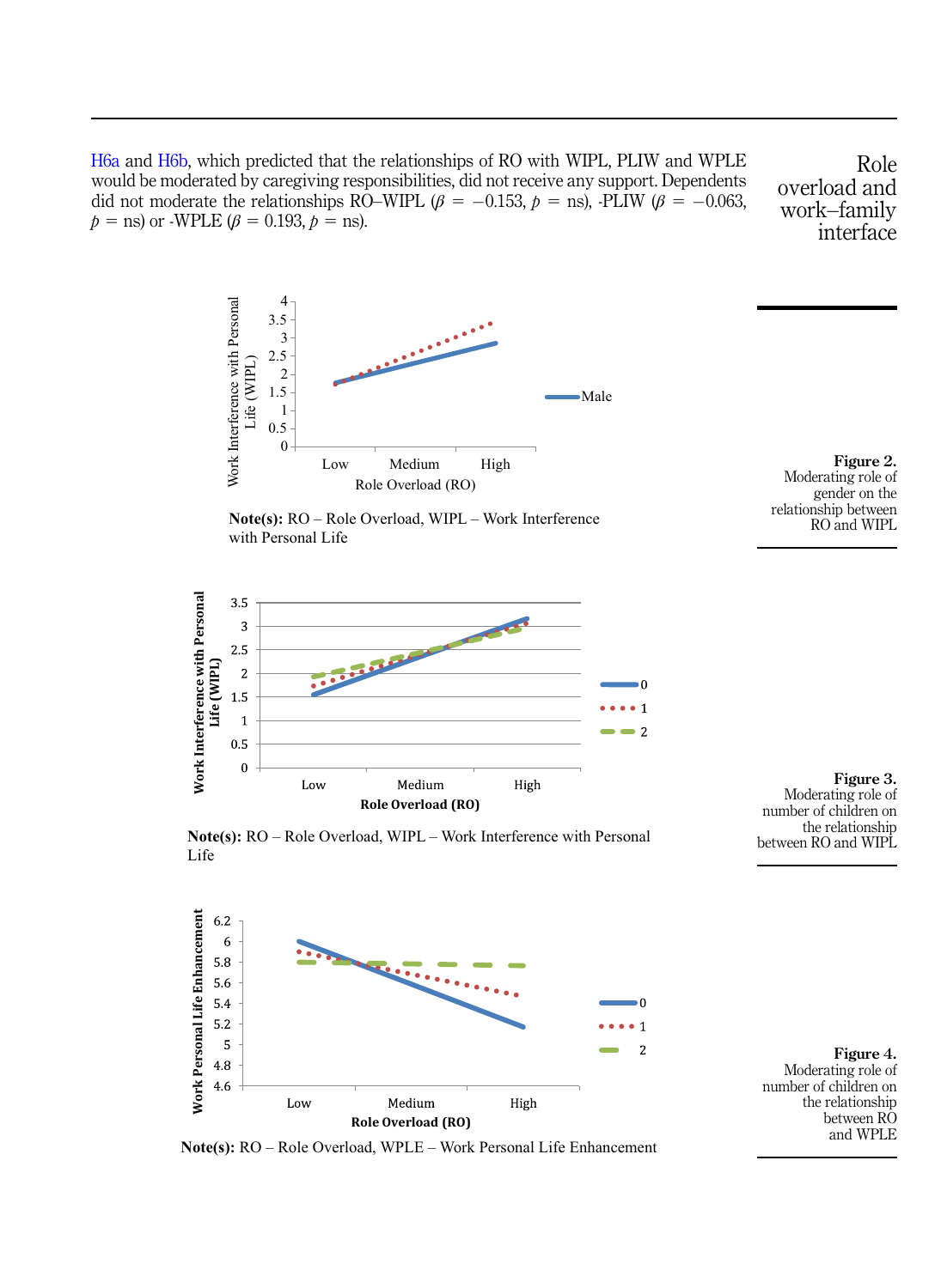H6a and H6b, which predicted that the relationships of RO with WIPL, PLIW and WPLE would be moderated by caregiving responsibilities, did not receive any support. Dependents did not moderate the relationships RO–WIPL ($\beta = -0.153$, $p$ = ns), -PLIW ($\beta = -0.063$, $p$ = ns) or -WPLE ($\beta = 0.193$, $p$ = ns).

**Note(s):** RO – Role Overload, WIPL – Work Interference with Personal Life

**Figure 2.** Moderating role of gender on the relationship between RO and WIPL

**Note(s):** RO – Role Overload, WIPL – Work Interference with Personal Life

**Figure 3.** Moderating role of number of children on the relationship between RO and WIPL

**Note(s):** RO – Role Overload, WPLE – Work Personal Life Enhancement

**Figure 4.** Moderating role of number of children on the relationship between RO and WPLE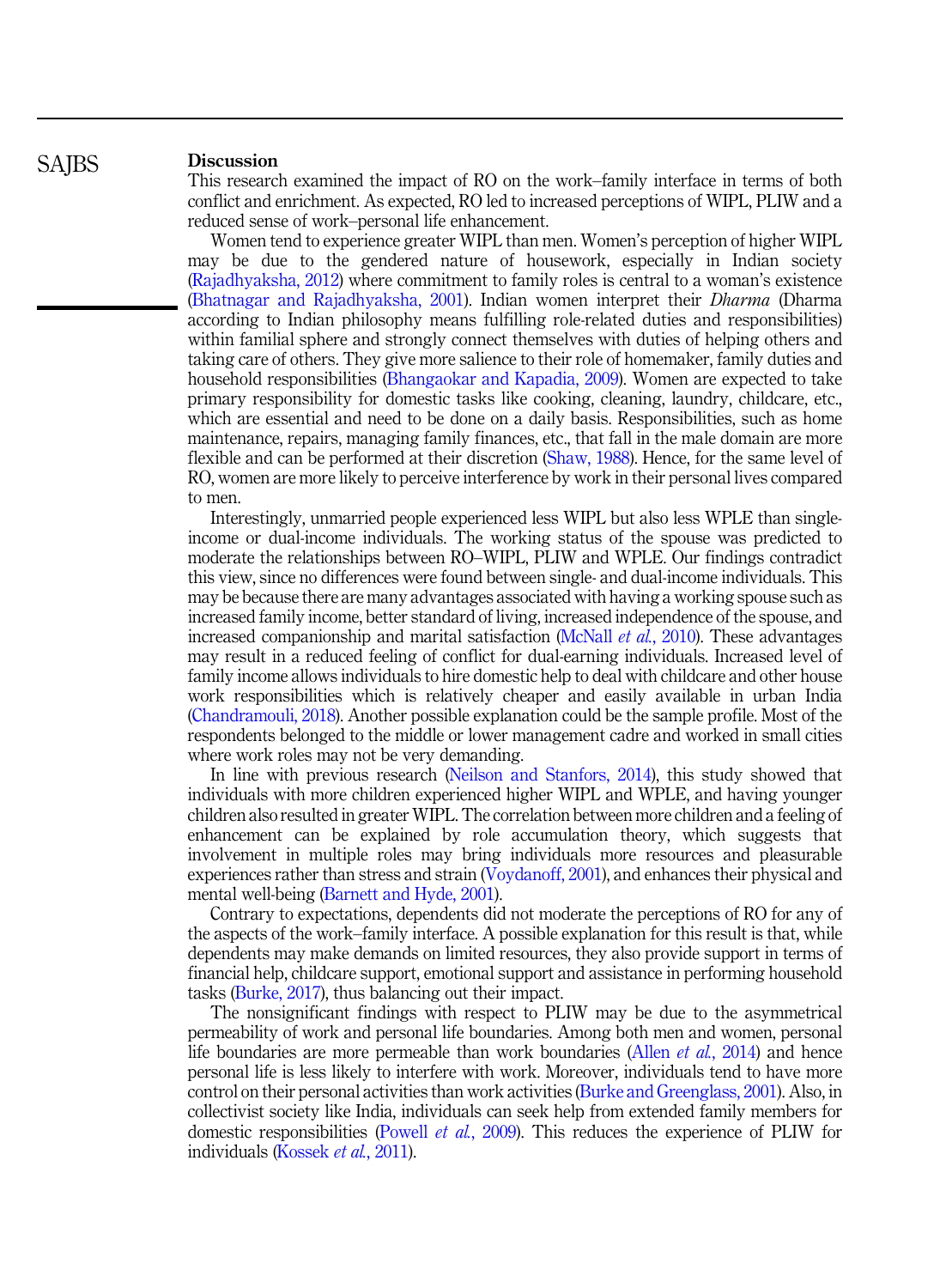## Discussion

This research examined the impact of RO on the work–family interface in terms of both conflict and enrichment. As expected, RO led to increased perceptions of WIPL, PLIW and a reduced sense of work–personal life enhancement.

Women tend to experience greater WIPL than men. Women's perception of higher WIPL may be due to the gendered nature of housework, especially in Indian society (Rajadhyaksha, 2012) where commitment to family roles is central to a woman's existence (Bhatnagar and Rajadhyaksha, 2001). Indian women interpret their *Dharma* (Dharma according to Indian philosophy means fulfilling role-related duties and responsibilities) within familial sphere and strongly connect themselves with duties of helping others and taking care of others. They give more salience to their role of homemaker, family duties and household responsibilities (Bhangaokar and Kapadia, 2009). Women are expected to take primary responsibility for domestic tasks like cooking, cleaning, laundry, childcare, etc., which are essential and need to be done on a daily basis. Responsibilities, such as home maintenance, repairs, managing family finances, etc., that fall in the male domain are more flexible and can be performed at their discretion (Shaw, 1988). Hence, for the same level of RO, women are more likely to perceive interference by work in their personal lives compared to men.

Interestingly, unmarried people experienced less WIPL but also less WPLE than single-income or dual-income individuals. The working status of the spouse was predicted to moderate the relationships between RO–WIPL, PLIW and WPLE. Our findings contradict this view, since no differences were found between single- and dual-income individuals. This may be because there are many advantages associated with having a working spouse such as increased family income, better standard of living, increased independence of the spouse, and increased companionship and marital satisfaction (McNall *et al.*, 2010). These advantages may result in a reduced feeling of conflict for dual-earning individuals. Increased level of family income allows individuals to hire domestic help to deal with childcare and other house work responsibilities which is relatively cheaper and easily available in urban India (Chandramouli, 2018). Another possible explanation could be the sample profile. Most of the respondents belonged to the middle or lower management cadre and worked in small cities where work roles may not be very demanding.

In line with previous research (Neilson and Stanfors, 2014), this study showed that individuals with more children experienced higher WIPL and WPLE, and having younger children also resulted in greater WIPL. The correlation between more children and a feeling of enhancement can be explained by role accumulation theory, which suggests that involvement in multiple roles may bring individuals more resources and pleasurable experiences rather than stress and strain (Voydanoff, 2001), and enhances their physical and mental well-being (Barnett and Hyde, 2001).

Contrary to expectations, dependents did not moderate the perceptions of RO for any of the aspects of the work–family interface. A possible explanation for this result is that, while dependents may make demands on limited resources, they also provide support in terms of financial help, childcare support, emotional support and assistance in performing household tasks (Burke, 2017), thus balancing out their impact.

The nonsignificant findings with respect to PLIW may be due to the asymmetrical permeability of work and personal life boundaries. Among both men and women, personal life boundaries are more permeable than work boundaries (Allen *et al.*, 2014) and hence personal life is less likely to interfere with work. Moreover, individuals tend to have more control on their personal activities than work activities (Burke and Greenglass, 2001). Also, in collectivist society like India, individuals can seek help from extended family members for domestic responsibilities (Powell *et al.*, 2009). This reduces the experience of PLIW for individuals (Kossek *et al.*, 2011).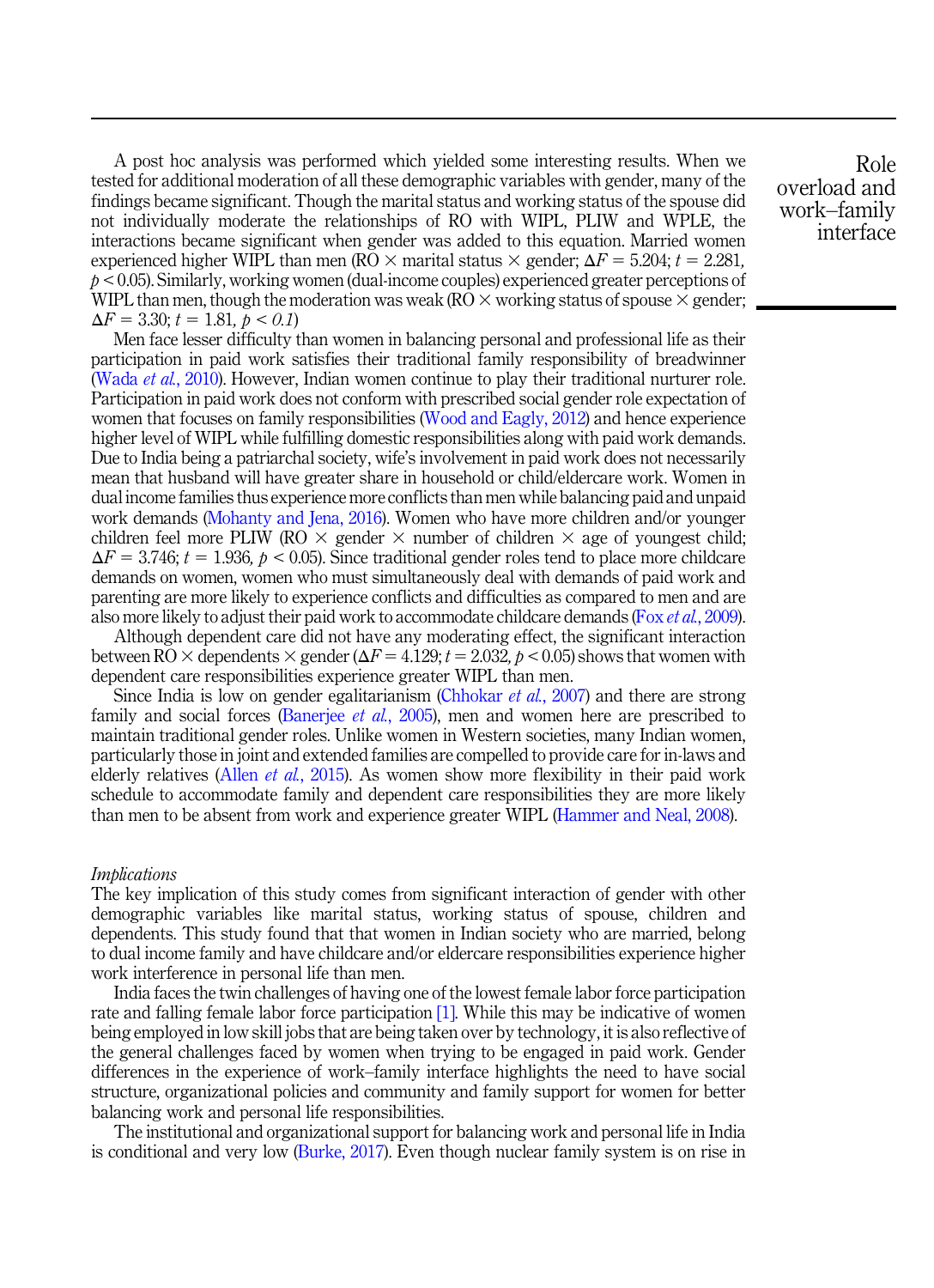A post hoc analysis was performed which yielded some interesting results. When we tested for additional moderation of all these demographic variables with gender, many of the findings became significant. Though the marital status and working status of the spouse did not individually moderate the relationships of RO with WIPL, PLIW and WPLE, the interactions became significant when gender was added to this equation. Married women experienced higher WIPL than men (RO × marital status × gender; $\Delta F = 5.204$; $t = 2.281$, $p < 0.05$). Similarly, working women (dual-income couples) experienced greater perceptions of WIPL than men, though the moderation was weak (RO × working status of spouse × gender; $\Delta F = 3.30$; $t = 1.81$, $p < 0.1$)

Men face lesser difficulty than women in balancing personal and professional life as their participation in paid work satisfies their traditional family responsibility of breadwinner (Wada *et al.*, 2010). However, Indian women continue to play their traditional nurturer role. Participation in paid work does not conform with prescribed social gender role expectation of women that focuses on family responsibilities (Wood and Eagly, 2012) and hence experience higher level of WIPL while fulfilling domestic responsibilities along with paid work demands. Due to India being a patriarchal society, wife's involvement in paid work does not necessarily mean that husband will have greater share in household or child/eldercare work. Women in dual income families thus experience more conflicts than men while balancing paid and unpaid work demands (Mohanty and Jena, 2016). Women who have more children and/or younger children feel more PLIW (RO × gender × number of children × age of youngest child; $\Delta F = 3.746$; $t = 1.936$, $p < 0.05$). Since traditional gender roles tend to place more childcare demands on women, women who must simultaneously deal with demands of paid work and parenting are more likely to experience conflicts and difficulties as compared to men and are also more likely to adjust their paid work to accommodate childcare demands (Fox *et al.*, 2009).

Although dependent care did not have any moderating effect, the significant interaction between RO × dependents × gender ($\Delta F = 4.129$; $t = 2.032$, $p < 0.05$) shows that women with dependent care responsibilities experience greater WIPL than men.

Since India is low on gender egalitarianism (Chhokar *et al.*, 2007) and there are strong family and social forces (Banerjee *et al.*, 2005), men and women here are prescribed to maintain traditional gender roles. Unlike women in Western societies, many Indian women, particularly those in joint and extended families are compelled to provide care for in-laws and elderly relatives (Allen *et al.*, 2015). As women show more flexibility in their paid work schedule to accommodate family and dependent care responsibilities they are more likely than men to be absent from work and experience greater WIPL (Hammer and Neal, 2008).

### *Implications*

The key implication of this study comes from significant interaction of gender with other demographic variables like marital status, working status of spouse, children and dependents. This study found that that women in Indian society who are married, belong to dual income family and have childcare and/or eldercare responsibilities experience higher work interference in personal life than men.

India faces the twin challenges of having one of the lowest female labor force participation rate and falling female labor force participation [1]. While this may be indicative of women being employed in low skill jobs that are being taken over by technology, it is also reflective of the general challenges faced by women when trying to be engaged in paid work. Gender differences in the experience of work–family interface highlights the need to have social structure, organizational policies and community and family support for women for better balancing work and personal life responsibilities.

The institutional and organizational support for balancing work and personal life in India is conditional and very low (Burke, 2017). Even though nuclear family system is on rise in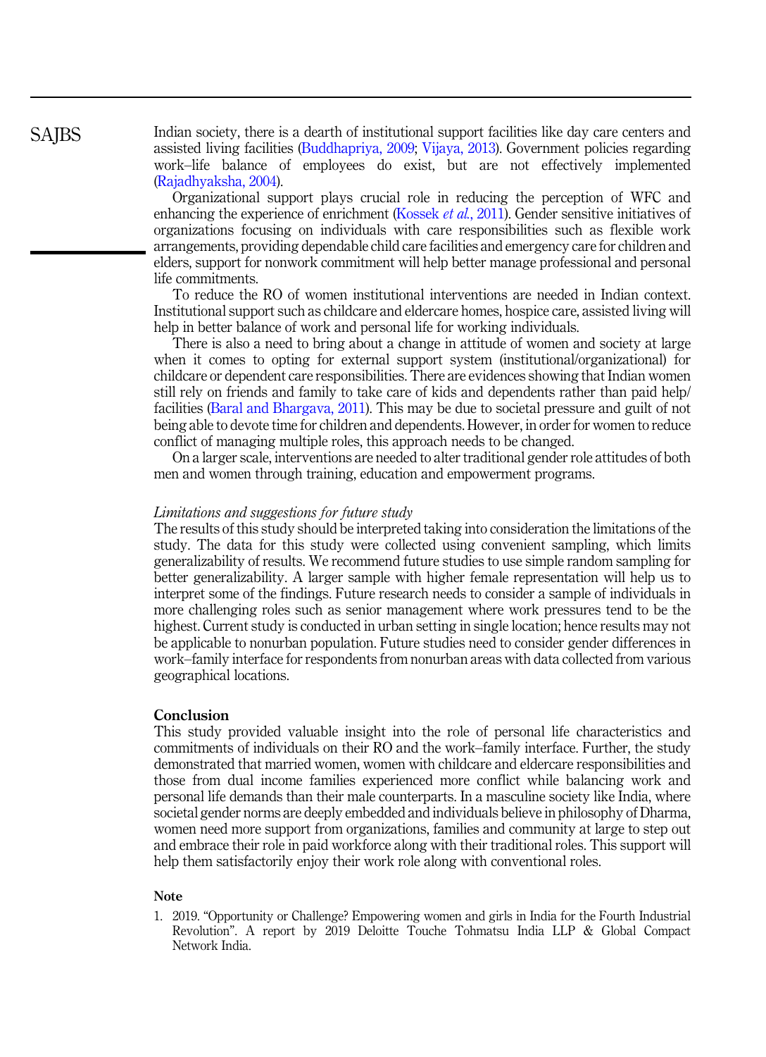Indian society, there is a dearth of institutional support facilities like day care centers and assisted living facilities (Buddhapriya, 2009; Vijaya, 2013). Government policies regarding work–life balance of employees do exist, but are not effectively implemented (Rajadhyaksha, 2004).

Organizational support plays crucial role in reducing the perception of WFC and enhancing the experience of enrichment (Kossek *et al.*, 2011). Gender sensitive initiatives of organizations focusing on individuals with care responsibilities such as flexible work arrangements, providing dependable child care facilities and emergency care for children and elders, support for nonwork commitment will help better manage professional and personal life commitments.

To reduce the RO of women institutional interventions are needed in Indian context. Institutional support such as childcare and eldercare homes, hospice care, assisted living will help in better balance of work and personal life for working individuals.

There is also a need to bring about a change in attitude of women and society at large when it comes to opting for external support system (institutional/organizational) for childcare or dependent care responsibilities. There are evidences showing that Indian women still rely on friends and family to take care of kids and dependents rather than paid help/facilities (Baral and Bhargava, 2011). This may be due to societal pressure and guilt of not being able to devote time for children and dependents. However, in order for women to reduce conflict of managing multiple roles, this approach needs to be changed.

On a larger scale, interventions are needed to alter traditional gender role attitudes of both men and women through training, education and empowerment programs.

### *Limitations and suggestions for future study*

The results of this study should be interpreted taking into consideration the limitations of the study. The data for this study were collected using convenient sampling, which limits generalizability of results. We recommend future studies to use simple random sampling for better generalizability. A larger sample with higher female representation will help us to interpret some of the findings. Future research needs to consider a sample of individuals in more challenging roles such as senior management where work pressures tend to be the highest. Current study is conducted in urban setting in single location; hence results may not be applicable to nonurban population. Future studies need to consider gender differences in work–family interface for respondents from nonurban areas with data collected from various geographical locations.

## Conclusion

This study provided valuable insight into the role of personal life characteristics and commitments of individuals on their RO and the work–family interface. Further, the study demonstrated that married women, women with childcare and eldercare responsibilities and those from dual income families experienced more conflict while balancing work and personal life demands than their male counterparts. In a masculine society like India, where societal gender norms are deeply embedded and individuals believe in philosophy of Dharma, women need more support from organizations, families and community at large to step out and embrace their role in paid workforce along with their traditional roles. This support will help them satisfactorily enjoy their work role along with conventional roles.

## Note

1. 2019. “Opportunity or Challenge? Empowering women and girls in India for the Fourth Industrial Revolution”. A report by 2019 Deloitte Touche Tohmatsu India LLP & Global Compact Network India.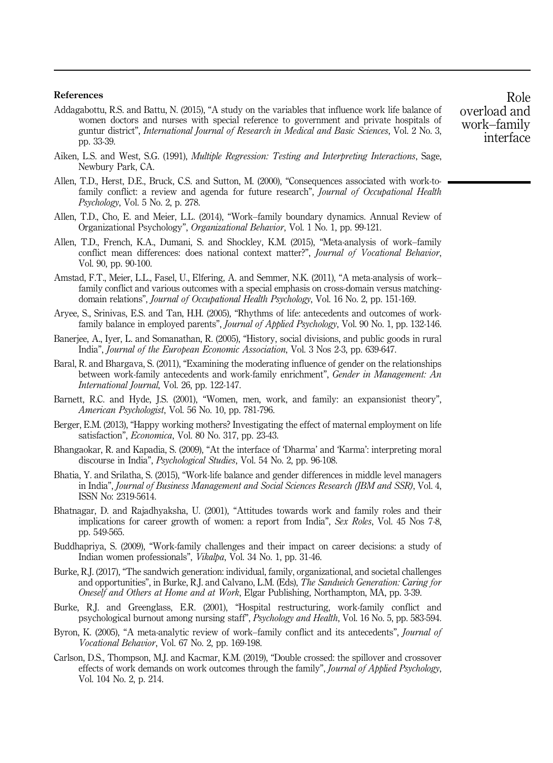## References

Addagabottu, R.S. and Battu, N. (2015), "A study on the variables that influence work life balance of women doctors and nurses with special reference to government and private hospitals of guntur district", *International Journal of Research in Medical and Basic Sciences*, Vol. 2 No. 3, pp. 33-39.

Aiken, L.S. and West, S.G. (1991), *Multiple Regression: Testing and Interpreting Interactions*, Sage, Newbury Park, CA.

Allen, T.D., Herst, D.E., Bruck, C.S. and Sutton, M. (2000), "Consequences associated with work-to-family conflict: a review and agenda for future research", *Journal of Occupational Health Psychology*, Vol. 5 No. 2, p. 278.

Allen, T.D., Cho, E. and Meier, L.L. (2014), "Work–family boundary dynamics. Annual Review of Organizational Psychology", *Organizational Behavior*, Vol. 1 No. 1, pp. 99-121.

Allen, T.D., French, K.A., Dumani, S. and Shockley, K.M. (2015), "Meta-analysis of work–family conflict mean differences: does national context matter?", *Journal of Vocational Behavior*, Vol. 90, pp. 90-100.

Amstad, F.T., Meier, L.L., Fasel, U., Elfering, A. and Semmer, N.K. (2011), "A meta-analysis of work–family conflict and various outcomes with a special emphasis on cross-domain versus matching-domain relations", *Journal of Occupational Health Psychology*, Vol. 16 No. 2, pp. 151-169.

Aryee, S., Srinivas, E.S. and Tan, H.H. (2005), "Rhythms of life: antecedents and outcomes of work-family balance in employed parents", *Journal of Applied Psychology*, Vol. 90 No. 1, pp. 132-146.

Banerjee, A., Iyer, L. and Somanathan, R. (2005), "History, social divisions, and public goods in rural India", *Journal of the European Economic Association*, Vol. 3 Nos 2-3, pp. 639-647.

Baral, R. and Bhargava, S. (2011), "Examining the moderating influence of gender on the relationships between work-family antecedents and work-family enrichment", *Gender in Management: An International Journal*, Vol. 26, pp. 122-147.

Barnett, R.C. and Hyde, J.S. (2001), "Women, men, work, and family: an expansionist theory", *American Psychologist*, Vol. 56 No. 10, pp. 781-796.

Berger, E.M. (2013), "Happy working mothers? Investigating the effect of maternal employment on life satisfaction", *Economica*, Vol. 80 No. 317, pp. 23-43.

Bhangaokar, R. and Kapadia, S. (2009), "At the interface of 'Dharma' and 'Karma': interpreting moral discourse in India", *Psychological Studies*, Vol. 54 No. 2, pp. 96-108.

Bhatia, Y. and Srilatha, S. (2015), "Work-life balance and gender differences in middle level managers in India", *Journal of Business Management and Social Sciences Research (JBM and SSR)*, Vol. 4, ISSN No: 2319-5614.

Bhatnagar, D. and Rajadhyaksha, U. (2001), "Attitudes towards work and family roles and their implications for career growth of women: a report from India", *Sex Roles*, Vol. 45 Nos 7-8, pp. 549-565.

Buddhapriya, S. (2009), "Work-family challenges and their impact on career decisions: a study of Indian women professionals", *Vikalpa*, Vol. 34 No. 1, pp. 31-46.

Burke, R.J. (2017), "The sandwich generation: individual, family, organizational, and societal challenges and opportunities", in Burke, R.J. and Calvano, L.M. (Eds), *The Sandwich Generation: Caring for Oneself and Others at Home and at Work*, Elgar Publishing, Northampton, MA, pp. 3-39.

Burke, R.J. and Greenglass, E.R. (2001), "Hospital restructuring, work-family conflict and psychological burnout among nursing staff", *Psychology and Health*, Vol. 16 No. 5, pp. 583-594.

Byron, K. (2005), "A meta-analytic review of work–family conflict and its antecedents", *Journal of Vocational Behavior*, Vol. 67 No. 2, pp. 169-198.

Carlson, D.S., Thompson, M.J. and Kacmar, K.M. (2019), "Double crossed: the spillover and crossover effects of work demands on work outcomes through the family", *Journal of Applied Psychology*, Vol. 104 No. 2, p. 214.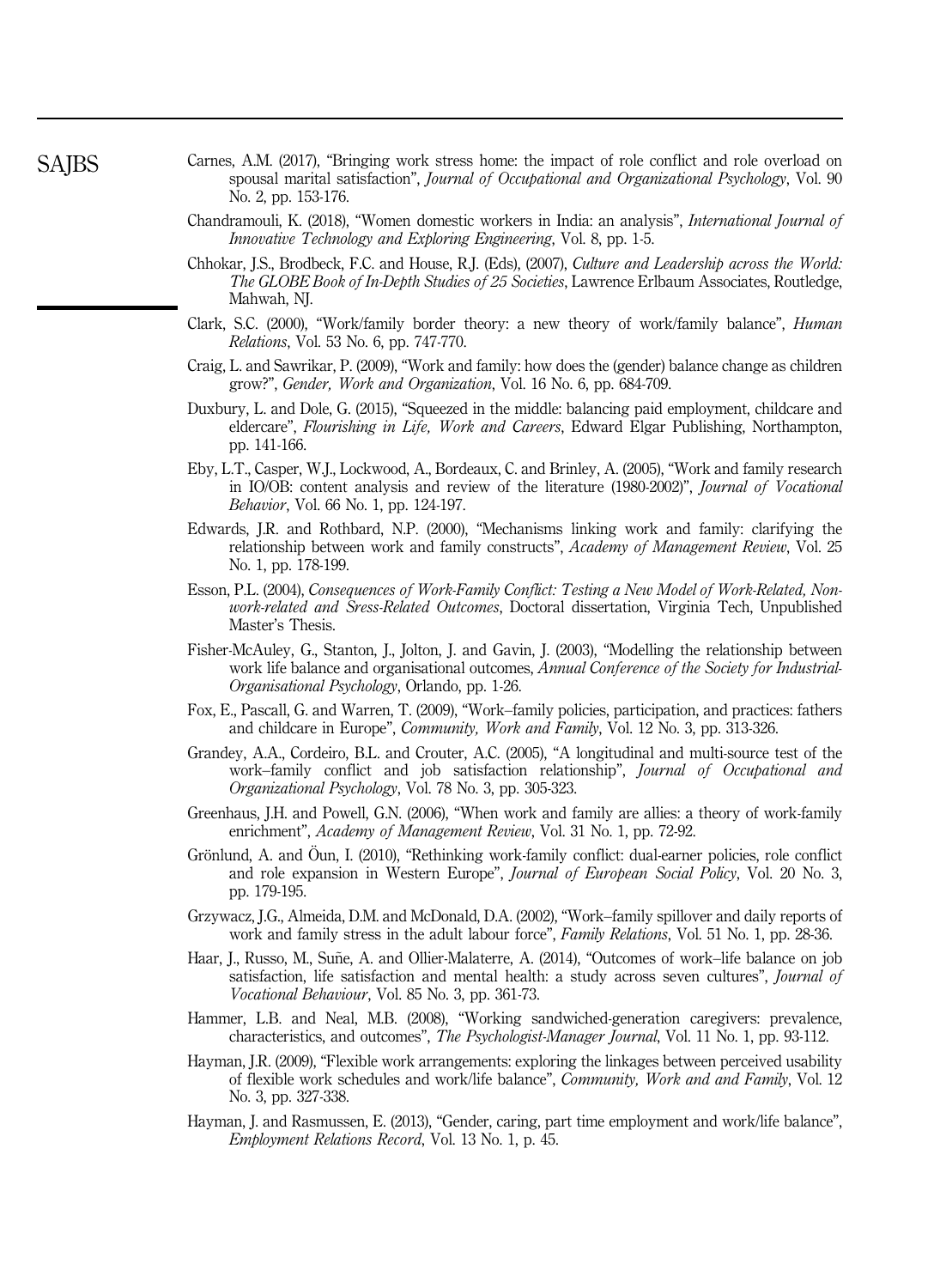Carnes, A.M. (2017), "Bringing work stress home: the impact of role conflict and role overload on spousal marital satisfaction", *Journal of Occupational and Organizational Psychology*, Vol. 90 No. 2, pp. 153-176.

Chandramouli, K. (2018), "Women domestic workers in India: an analysis", *International Journal of Innovative Technology and Exploring Engineering*, Vol. 8, pp. 1-5.

Chhokar, J.S., Brodbeck, F.C. and House, R.J. (Eds), (2007), *Culture and Leadership across the World: The GLOBE Book of In-Depth Studies of 25 Societies*, Lawrence Erlbaum Associates, Routledge, Mahwah, NJ.

Clark, S.C. (2000), "Work/family border theory: a new theory of work/family balance", *Human Relations*, Vol. 53 No. 6, pp. 747-770.

Craig, L. and Sawrikar, P. (2009), "Work and family: how does the (gender) balance change as children grow?", *Gender, Work and Organization*, Vol. 16 No. 6, pp. 684-709.

Duxbury, L. and Dole, G. (2015), "Squeezed in the middle: balancing paid employment, childcare and eldercare", *Flourishing in Life, Work and Careers*, Edward Elgar Publishing, Northampton, pp. 141-166.

Eby, L.T., Casper, W.J., Lockwood, A., Bordeaux, C. and Brinley, A. (2005), "Work and family research in IO/OB: content analysis and review of the literature (1980-2002)", *Journal of Vocational Behavior*, Vol. 66 No. 1, pp. 124-197.

Edwards, J.R. and Rothbard, N.P. (2000), "Mechanisms linking work and family: clarifying the relationship between work and family constructs", *Academy of Management Review*, Vol. 25 No. 1, pp. 178-199.

Esson, P.L. (2004), *Consequences of Work-Family Conflict: Testing a New Model of Work-Related, Non-work-related and Sress-Related Outcomes*, Doctoral dissertation, Virginia Tech, Unpublished Master's Thesis.

Fisher-McAuley, G., Stanton, J., Jolton, J. and Gavin, J. (2003), "Modelling the relationship between work life balance and organisational outcomes, *Annual Conference of the Society for Industrial-Organisational Psychology*, Orlando, pp. 1-26.

Fox, E., Pascall, G. and Warren, T. (2009), "Work–family policies, participation, and practices: fathers and childcare in Europe", *Community, Work and Family*, Vol. 12 No. 3, pp. 313-326.

Grandey, A.A., Cordeiro, B.L. and Crouter, A.C. (2005), "A longitudinal and multi-source test of the work–family conflict and job satisfaction relationship", *Journal of Occupational and Organizational Psychology*, Vol. 78 No. 3, pp. 305-323.

Greenhaus, J.H. and Powell, G.N. (2006), "When work and family are allies: a theory of work-family enrichment", *Academy of Management Review*, Vol. 31 No. 1, pp. 72-92.

Grönlund, A. and Öun, I. (2010), "Rethinking work-family conflict: dual-earner policies, role conflict and role expansion in Western Europe", *Journal of European Social Policy*, Vol. 20 No. 3, pp. 179-195.

Grzywacz, J.G., Almeida, D.M. and McDonald, D.A. (2002), "Work–family spillover and daily reports of work and family stress in the adult labour force", *Family Relations*, Vol. 51 No. 1, pp. 28-36.

Haar, J., Russo, M., Suñe, A. and Ollier-Malaterre, A. (2014), "Outcomes of work–life balance on job satisfaction, life satisfaction and mental health: a study across seven cultures", *Journal of Vocational Behaviour*, Vol. 85 No. 3, pp. 361-73.

Hammer, L.B. and Neal, M.B. (2008), "Working sandwiched-generation caregivers: prevalence, characteristics, and outcomes", *The Psychologist-Manager Journal*, Vol. 11 No. 1, pp. 93-112.

Hayman, J.R. (2009), "Flexible work arrangements: exploring the linkages between perceived usability of flexible work schedules and work/life balance", *Community, Work and and Family*, Vol. 12 No. 3, pp. 327-338.

Hayman, J. and Rasmussen, E. (2013), "Gender, caring, part time employment and work/life balance", *Employment Relations Record*, Vol. 13 No. 1, p. 45.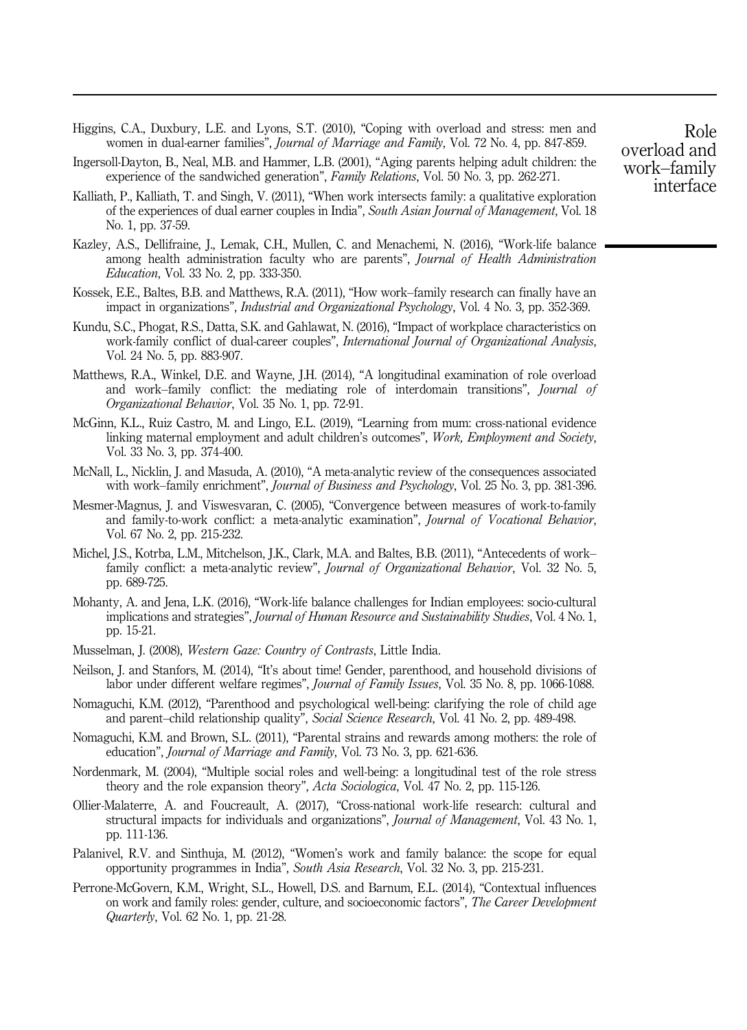Higgins, C.A., Duxbury, L.E. and Lyons, S.T. (2010), "Coping with overload and stress: men and women in dual-earner families", *Journal of Marriage and Family*, Vol. 72 No. 4, pp. 847-859.

Ingersoll-Dayton, B., Neal, M.B. and Hammer, L.B. (2001), "Aging parents helping adult children: the experience of the sandwiched generation", *Family Relations*, Vol. 50 No. 3, pp. 262-271.

Kalliath, P., Kalliath, T. and Singh, V. (2011), "When work intersects family: a qualitative exploration of the experiences of dual earner couples in India", *South Asian Journal of Management*, Vol. 18 No. 1, pp. 37-59.

Kazley, A.S., Dellifraine, J., Lemak, C.H., Mullen, C. and Menachemi, N. (2016), "Work-life balance among health administration faculty who are parents", *Journal of Health Administration Education*, Vol. 33 No. 2, pp. 333-350.

Kossek, E.E., Baltes, B.B. and Matthews, R.A. (2011), "How work–family research can finally have an impact in organizations", *Industrial and Organizational Psychology*, Vol. 4 No. 3, pp. 352-369.

Kundu, S.C., Phogat, R.S., Datta, S.K. and Gahlawat, N. (2016), "Impact of workplace characteristics on work-family conflict of dual-career couples", *International Journal of Organizational Analysis*, Vol. 24 No. 5, pp. 883-907.

Matthews, R.A., Winkel, D.E. and Wayne, J.H. (2014), "A longitudinal examination of role overload and work–family conflict: the mediating role of interdomain transitions", *Journal of Organizational Behavior*, Vol. 35 No. 1, pp. 72-91.

McGinn, K.L., Ruiz Castro, M. and Lingo, E.L. (2019), "Learning from mum: cross-national evidence linking maternal employment and adult children's outcomes", *Work, Employment and Society*, Vol. 33 No. 3, pp. 374-400.

McNall, L., Nicklin, J. and Masuda, A. (2010), "A meta-analytic review of the consequences associated with work–family enrichment", *Journal of Business and Psychology*, Vol. 25 No. 3, pp. 381-396.

Mesmer-Magnus, J. and Viswesvaran, C. (2005), "Convergence between measures of work-to-family and family-to-work conflict: a meta-analytic examination", *Journal of Vocational Behavior*, Vol. 67 No. 2, pp. 215-232.

Michel, J.S., Kotrba, L.M., Mitchelson, J.K., Clark, M.A. and Baltes, B.B. (2011), "Antecedents of work–family conflict: a meta-analytic review", *Journal of Organizational Behavior*, Vol. 32 No. 5, pp. 689-725.

Mohanty, A. and Jena, L.K. (2016), "Work-life balance challenges for Indian employees: socio-cultural implications and strategies", *Journal of Human Resource and Sustainability Studies*, Vol. 4 No. 1, pp. 15-21.

Musselman, J. (2008), *Western Gaze: Country of Contrasts*, Little India.

Neilson, J. and Stanfors, M. (2014), "It's about time! Gender, parenthood, and household divisions of labor under different welfare regimes", *Journal of Family Issues*, Vol. 35 No. 8, pp. 1066-1088.

Nomaguchi, K.M. (2012), "Parenthood and psychological well-being: clarifying the role of child age and parent–child relationship quality", *Social Science Research*, Vol. 41 No. 2, pp. 489-498.

Nomaguchi, K.M. and Brown, S.L. (2011), "Parental strains and rewards among mothers: the role of education", *Journal of Marriage and Family*, Vol. 73 No. 3, pp. 621-636.

Nordenmark, M. (2004), "Multiple social roles and well-being: a longitudinal test of the role stress theory and the role expansion theory", *Acta Sociologica*, Vol. 47 No. 2, pp. 115-126.

Ollier-Malaterre, A. and Foucreault, A. (2017), "Cross-national work-life research: cultural and structural impacts for individuals and organizations", *Journal of Management*, Vol. 43 No. 1, pp. 111-136.

Palanivel, R.V. and Sinthuja, M. (2012), "Women's work and family balance: the scope for equal opportunity programmes in India", *South Asia Research*, Vol. 32 No. 3, pp. 215-231.

Perrone-McGovern, K.M., Wright, S.L., Howell, D.S. and Barnum, E.L. (2014), "Contextual influences on work and family roles: gender, culture, and socioeconomic factors", *The Career Development Quarterly*, Vol. 62 No. 1, pp. 21-28.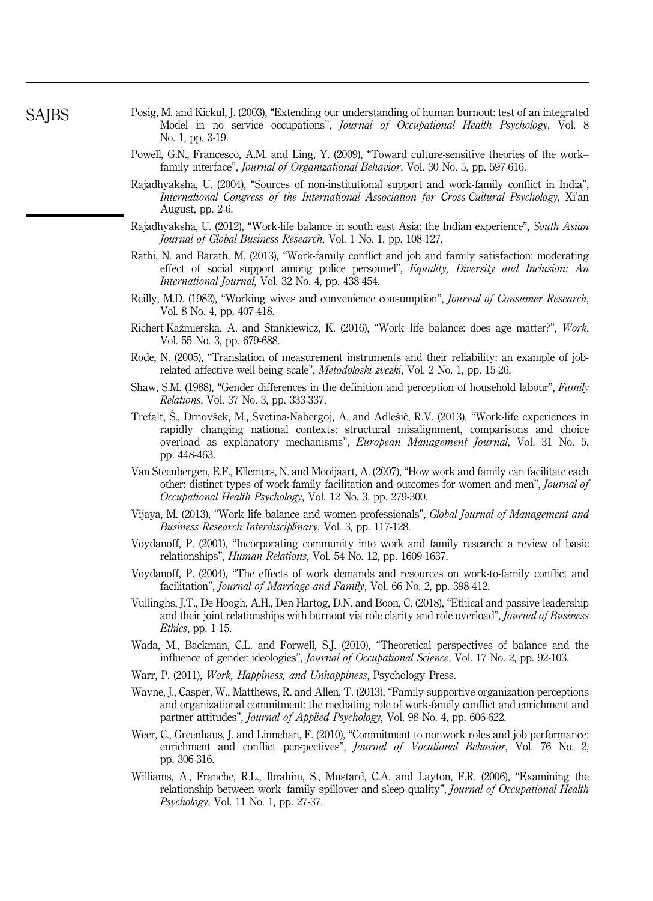Posig, M. and Kickul, J. (2003), "Extending our understanding of human burnout: test of an integrated Model in no service occupations", *Journal of Occupational Health Psychology*, Vol. 8 No. 1, pp. 3-19.

Powell, G.N., Francesco, A.M. and Ling, Y. (2009), "Toward culture-sensitive theories of the work–family interface", *Journal of Organizational Behavior*, Vol. 30 No. 5, pp. 597-616.

Rajadhyaksha, U. (2004), "Sources of non-institutional support and work-family conflict in India", *International Congress of the International Association for Cross-Cultural Psychology*, Xi'an August, pp. 2-6.

Rajadhyaksha, U. (2012), "Work-life balance in south east Asia: the Indian experience", *South Asian Journal of Global Business Research*, Vol. 1 No. 1, pp. 108-127.

Rathi, N. and Barath, M. (2013), "Work-family conflict and job and family satisfaction: moderating effect of social support among police personnel", *Equality, Diversity and Inclusion: An International Journal*, Vol. 32 No. 4, pp. 438-454.

Reilly, M.D. (1982), "Working wives and convenience consumption", *Journal of Consumer Research*, Vol. 8 No. 4, pp. 407-418.

Richert-Kaźmierska, A. and Stankiewicz, K. (2016), "Work–life balance: does age matter?", *Work*, Vol. 55 No. 3, pp. 679-688.

Rode, N. (2005), "Translation of measurement instruments and their reliability: an example of job-related affective well-being scale", *Metodoloski zvezki*, Vol. 2 No. 1, pp. 15-26.

Shaw, S.M. (1988), "Gender differences in the definition and perception of household labour", *Family Relations*, Vol. 37 No. 3, pp. 333-337.

Trefalt, Š., Drnovšek, M., Svetina-Nabergoj, A. and Adlešič, R.V. (2013), "Work-life experiences in rapidly changing national contexts: structural misalignment, comparisons and choice overload as explanatory mechanisms", *European Management Journal*, Vol. 31 No. 5, pp. 448-463.

Van Steenbergen, E.F., Ellemers, N. and Mooijaart, A. (2007), "How work and family can facilitate each other: distinct types of work-family facilitation and outcomes for women and men", *Journal of Occupational Health Psychology*, Vol. 12 No. 3, pp. 279-300.

Vijaya, M. (2013), "Work life balance and women professionals", *Global Journal of Management and Business Research Interdisciplinary*, Vol. 3, pp. 117-128.

Voydanoff, P. (2001), "Incorporating community into work and family research: a review of basic relationships", *Human Relations*, Vol. 54 No. 12, pp. 1609-1637.

Voydanoff, P. (2004), "The effects of work demands and resources on work-to-family conflict and facilitation", *Journal of Marriage and Family*, Vol. 66 No. 2, pp. 398-412.

Vullinghs, J.T., De Hoogh, A.H., Den Hartog, D.N. and Boon, C. (2018), "Ethical and passive leadership and their joint relationships with burnout via role clarity and role overload", *Journal of Business Ethics*, pp. 1-15.

Wada, M., Backman, C.L. and Forwell, S.J. (2010), "Theoretical perspectives of balance and the influence of gender ideologies", *Journal of Occupational Science*, Vol. 17 No. 2, pp. 92-103.

Warr, P. (2011), *Work, Happiness, and Unhappiness*, Psychology Press.

Wayne, J., Casper, W., Matthews, R. and Allen, T. (2013), "Family-supportive organization perceptions and organizational commitment: the mediating role of work-family conflict and enrichment and partner attitudes", *Journal of Applied Psychology*, Vol. 98 No. 4, pp. 606-622.

Weer, C., Greenhaus, J. and Linnehan, F. (2010), "Commitment to nonwork roles and job performance: enrichment and conflict perspectives", *Journal of Vocational Behavior*, Vol. 76 No. 2, pp. 306-316.

Williams, A., Franche, R.L., Ibrahim, S., Mustard, C.A. and Layton, F.R. (2006), "Examining the relationship between work–family spillover and sleep quality", *Journal of Occupational Health Psychology*, Vol. 11 No. 1, pp. 27-37.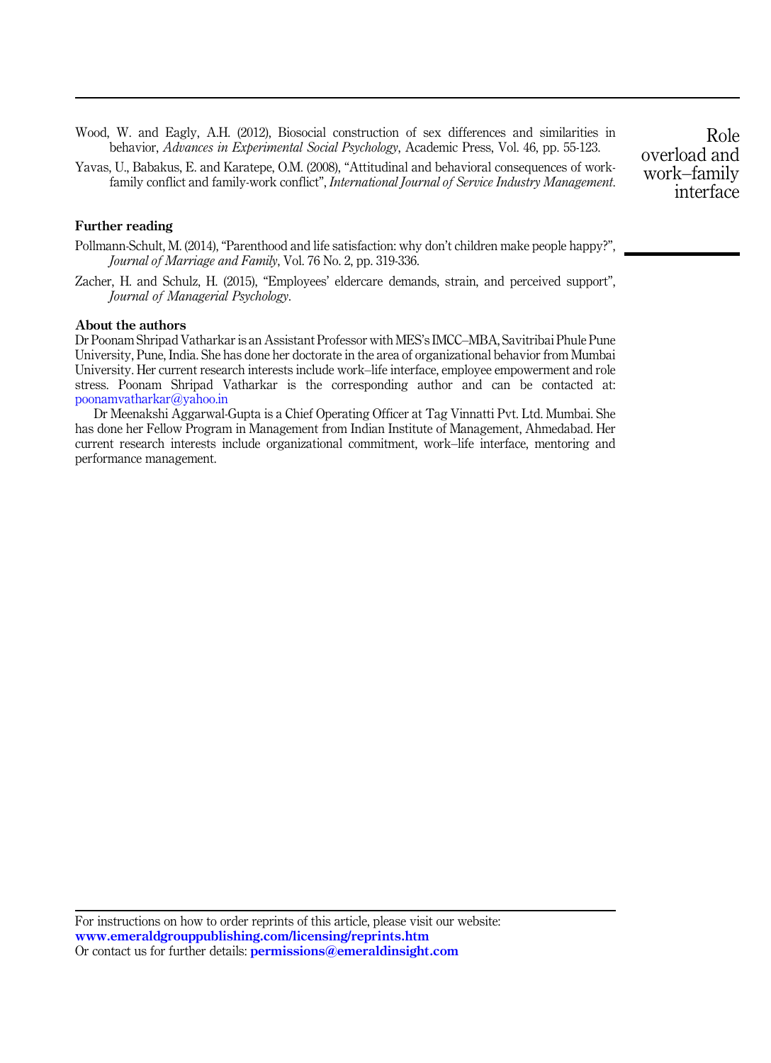Wood, W. and Eagly, A.H. (2012), Biosocial construction of sex differences and similarities in behavior, *Advances in Experimental Social Psychology*, Academic Press, Vol. 46, pp. 55-123.

Yavas, U., Babakus, E. and Karatepe, O.M. (2008), "Attitudinal and behavioral consequences of work-family conflict and family-work conflict", *International Journal of Service Industry Management*.

## Further reading

Pollmann-Schult, M. (2014), "Parenthood and life satisfaction: why don't children make people happy?", *Journal of Marriage and Family*, Vol. 76 No. 2, pp. 319-336.

Zacher, H. and Schulz, H. (2015), "Employees' eldercare demands, strain, and perceived support", *Journal of Managerial Psychology*.

## About the authors

Dr Poonam Shripad Vatharkar is an Assistant Professor with MES's IMCC–MBA, Savitribai Phule Pune University, Pune, India. She has done her doctorate in the area of organizational behavior from Mumbai University. Her current research interests include work–life interface, employee empowerment and role stress. Poonam Shripad Vatharkar is the corresponding author and can be contacted at: poonamvatharkar@yahoo.in

Dr Meenakshi Aggarwal-Gupta is a Chief Operating Officer at Tag Vinnatti Pvt. Ltd. Mumbai. She has done her Fellow Program in Management from Indian Institute of Management, Ahmedabad. Her current research interests include organizational commitment, work–life interface, mentoring and performance management.

For instructions on how to order reprints of this article, please visit our website:
**www.emeraldgrouppublishing.com/licensing/reprints.htm**
Or contact us for further details: **permissions@emeraldinsight.com**